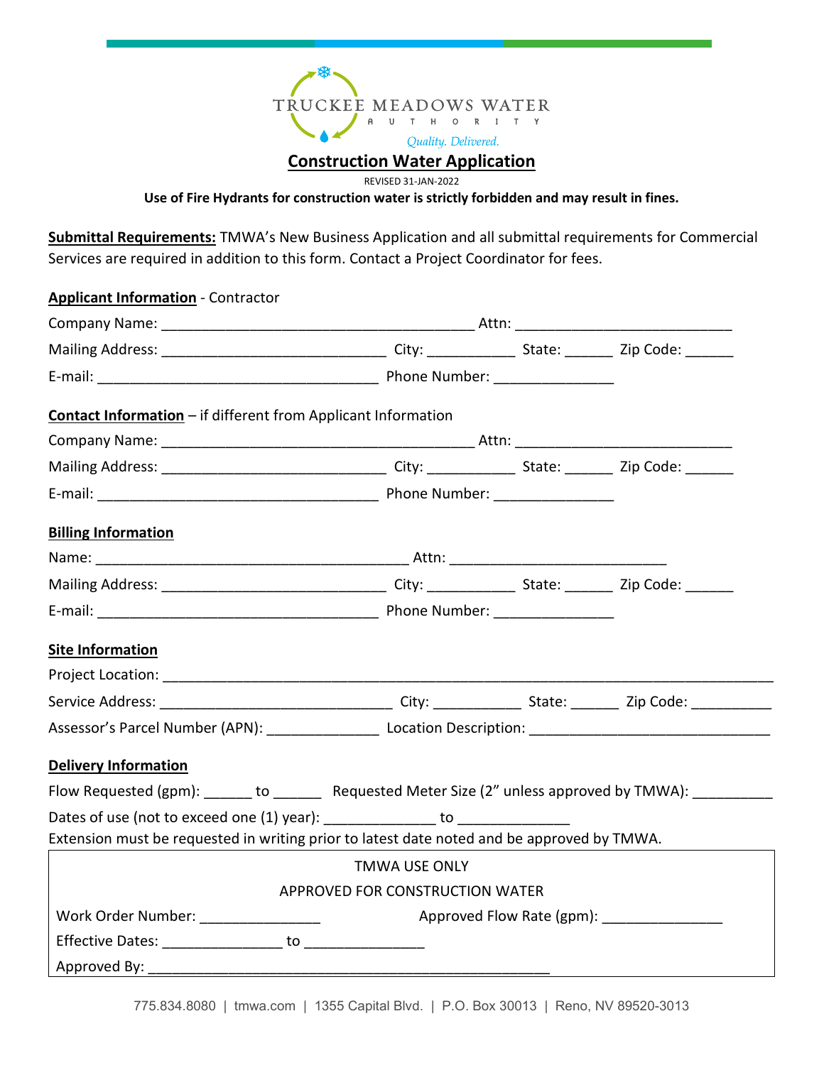TRUCKEE MEADOWS WATER AUTHORITY

*Quality. Delivered.*

# Construction Water Application

REVISED 31-JAN-2022

**Use of Fire Hydrants for construction water is strictly forbidden and may result in fines.**

**Submittal Requirements:** TMWA's New Business Application and all submittal requirements for Commercial Services are required in addition to this form. Contact a Project Coordinator for fees.

**Applicant Information** - Contractor

Company Name: ________________________________________ Attn: ___________________________

Mailing Address: ____________________________ City: ___________ State: ______ Zip Code: ______

E-mail: ____________________________________ Phone Number: _______________

**Contact Information** – if different from Applicant Information

Company Name: ________________________________________ Attn: ___________________________

Mailing Address: ____________________________ City: ___________ State: ______ Zip Code: ______

E-mail: ____________________________________ Phone Number: _______________

**Billing Information**

Name: ________________________________________ Attn: ___________________________

Mailing Address: ____________________________ City: ___________ State: ______ Zip Code: ______

E-mail: ____________________________________ Phone Number: _______________

**Site Information**

Project Location: ______________________________________________________________________

Service Address: _____________________________ City: ___________ State: ______ Zip Code: __________

Assessor's Parcel Number (APN): ______________ Location Description: ______________________________

**Delivery Information**

Flow Requested (gpm): ______ to ______ Requested Meter Size (2" unless approved by TMWA): __________

Dates of use (not to exceed one (1) year): ______________ to ______________

Extension must be requested in writing prior to latest date noted and be approved by TMWA.

TMWA USE ONLY

APPROVED FOR CONSTRUCTION WATER

Work Order Number: _______________ Approved Flow Rate (gpm): _______________

Effective Dates: _______________ to _______________

Approved By: ___________________________________________________

775.834.8080 | tmwa.com | 1355 Capital Blvd. | P.O. Box 30013 | Reno, NV 89520-3013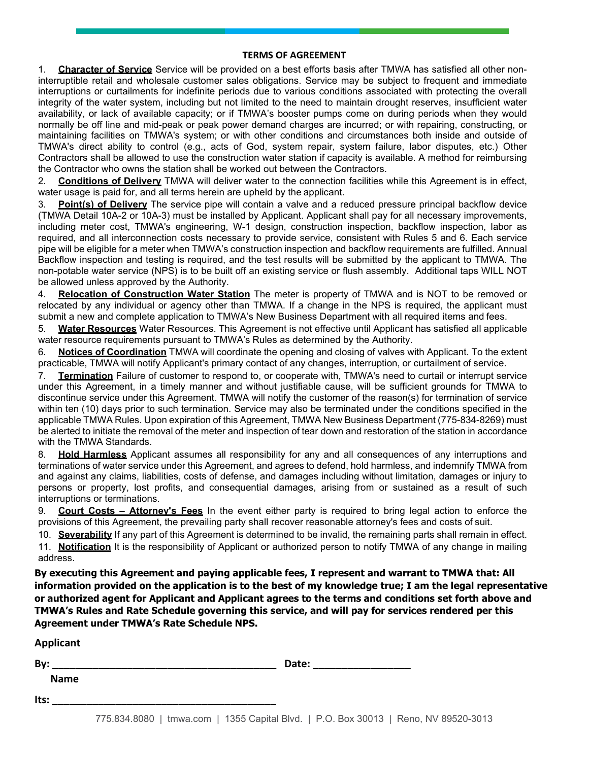## TERMS OF AGREEMENT

1. **Character of Service** Service will be provided on a best efforts basis after TMWA has satisfied all other non-interruptible retail and wholesale customer sales obligations. Service may be subject to frequent and immediate interruptions or curtailments for indefinite periods due to various conditions associated with protecting the overall integrity of the water system, including but not limited to the need to maintain drought reserves, insufficient water availability, or lack of available capacity; or if TMWA's booster pumps come on during periods when they would normally be off line and mid-peak or peak power demand charges are incurred; or with repairing, constructing, or maintaining facilities on TMWA's system; or with other conditions and circumstances both inside and outside of TMWA's direct ability to control (e.g., acts of God, system repair, system failure, labor disputes, etc.) Other Contractors shall be allowed to use the construction water station if capacity is available. A method for reimbursing the Contractor who owns the station shall be worked out between the Contractors.
2. **Conditions of Delivery** TMWA will deliver water to the connection facilities while this Agreement is in effect, water usage is paid for, and all terms herein are upheld by the applicant.
3. **Point(s) of Delivery** The service pipe will contain a valve and a reduced pressure principal backflow device (TMWA Detail 10A-2 or 10A-3) must be installed by Applicant. Applicant shall pay for all necessary improvements, including meter cost, TMWA's engineering, W-1 design, construction inspection, backflow inspection, labor as required, and all interconnection costs necessary to provide service, consistent with Rules 5 and 6. Each service pipe will be eligible for a meter when TMWA's construction inspection and backflow requirements are fulfilled. Annual Backflow inspection and testing is required, and the test results will be submitted by the applicant to TMWA. The non-potable water service (NPS) is to be built off an existing service or flush assembly. Additional taps WILL NOT be allowed unless approved by the Authority.
4. **Relocation of Construction Water Station** The meter is property of TMWA and is NOT to be removed or relocated by any individual or agency other than TMWA. If a change in the NPS is required, the applicant must submit a new and complete application to TMWA's New Business Department with all required items and fees.
5. **Water Resources** Water Resources. This Agreement is not effective until Applicant has satisfied all applicable water resource requirements pursuant to TMWA's Rules as determined by the Authority.
6. **Notices of Coordination** TMWA will coordinate the opening and closing of valves with Applicant. To the extent practicable, TMWA will notify Applicant's primary contact of any changes, interruption, or curtailment of service.
7. **Termination** Failure of customer to respond to, or cooperate with, TMWA's need to curtail or interrupt service under this Agreement, in a timely manner and without justifiable cause, will be sufficient grounds for TMWA to discontinue service under this Agreement. TMWA will notify the customer of the reason(s) for termination of service within ten (10) days prior to such termination. Service may also be terminated under the conditions specified in the applicable TMWA Rules. Upon expiration of this Agreement, TMWA New Business Department (775-834-8269) must be alerted to initiate the removal of the meter and inspection of tear down and restoration of the station in accordance with the TMWA Standards.
8. **Hold Harmless** Applicant assumes all responsibility for any and all consequences of any interruptions and terminations of water service under this Agreement, and agrees to defend, hold harmless, and indemnify TMWA from and against any claims, liabilities, costs of defense, and damages including without limitation, damages or injury to persons or property, lost profits, and consequential damages, arising from or sustained as a result of such interruptions or terminations.
9. **Court Costs – Attorney's Fees** In the event either party is required to bring legal action to enforce the provisions of this Agreement, the prevailing party shall recover reasonable attorney's fees and costs of suit.
10. **Severability** If any part of this Agreement is determined to be invalid, the remaining parts shall remain in effect.
11. **Notification** It is the responsibility of Applicant or authorized person to notify TMWA of any change in mailing address.

**By executing this Agreement and paying applicable fees, I represent and warrant to TMWA that: All information provided on the application is to the best of my knowledge true; I am the legal representative or authorized agent for Applicant and Applicant agrees to the terms and conditions set forth above and TMWA's Rules and Rate Schedule governing this service, and will pay for services rendered per this Agreement under TMWA's Rate Schedule NPS.**

**Applicant**

**By: ________________________________________** **Date: _________________**

**Name**

**Its: ________________________________________**

775.834.8080 | tmwa.com | 1355 Capital Blvd. | P.O. Box 30013 | Reno, NV 89520-3013